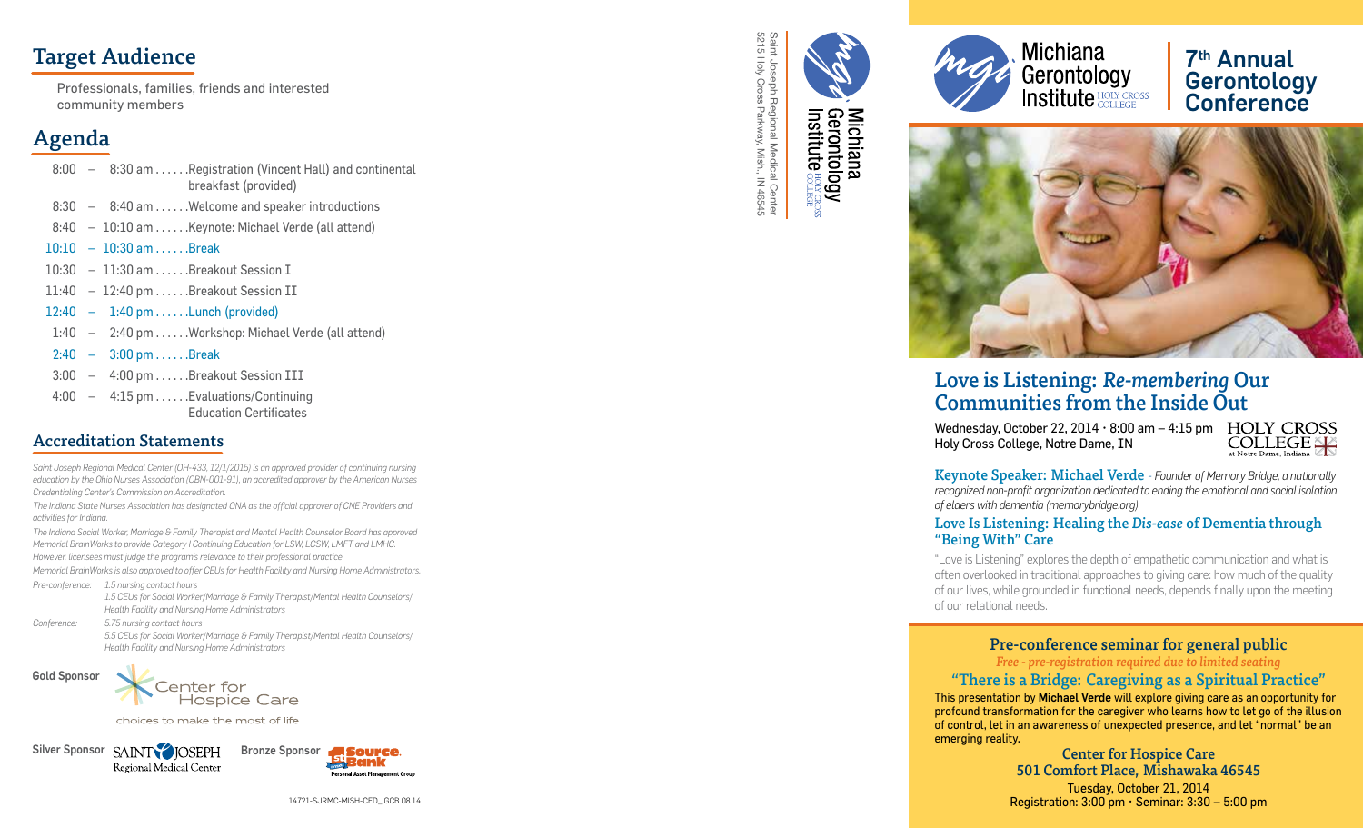## Target Audience

Professionals, families, friends and interested community members

## Agenda

| Time | Event |
|---|---|
| 8:00 – 8:30 am | Registration (Vincent Hall) and continental breakfast (provided) |
| 8:30 – 8:40 am | Welcome and speaker introductions |
| 8:40 – 10:10 am | Keynote: Michael Verde (all attend) |
| 10:10 – 10:30 am | Break |
| 10:30 – 11:30 am | Breakout Session I |
| 11:40 – 12:40 pm | Breakout Session II |
| 12:40 – 1:40 pm | Lunch (provided) |
| 1:40 – 2:40 pm | Workshop: Michael Verde (all attend) |
| 2:40 – 3:00 pm | Break |
| 3:00 – 4:00 pm | Breakout Session III |
| 4:00 – 4:15 pm | Evaluations/Continuing Education Certificates |

## Accreditation Statements

*Saint Joseph Regional Medical Center (OH-433, 12/1/2015) is an approved provider of continuing nursing education by the Ohio Nurses Association (OBN-001-91), an accredited approver by the American Nurses Credentialing Center's Commission on Accreditation.*

*The Indiana State Nurses Association has designated ONA as the official approver of CNE Providers and activities for Indiana.*

*The Indiana Social Worker, Marriage & Family Therapist and Mental Health Counselor Board has approved Memorial BrainWorks to provide Category I Continuing Education for LSW, LCSW, LMFT and LMHC. However, licensees must judge the program's relevance to their professional practice.*

*Memorial BrainWorks is also approved to offer CEUs for Health Facility and Nursing Home Administrators.*

*Pre-conference: 1.5 nursing contact hours*
*1.5 CEUs for Social Worker/Marriage & Family Therapist/Mental Health Counselors/ Health Facility and Nursing Home Administrators*

*Conference: 5.75 nursing contact hours*
*5.5 CEUs for Social Worker/Marriage & Family Therapist/Mental Health Counselors/ Health Facility and Nursing Home Administrators*

**Gold Sponsor** Center for Hospice Care — choices to make the most of life

**Silver Sponsor** Saint Joseph Regional Medical Center

**Bronze Sponsor** 1st Source Bank — Personal Asset Management Group

14721-SJRMC-MISH-CED_ GCB 08.14

Michiana Gerontology Institute Holy Cross College
Saint Joseph Regional Medical Center
5215 Holy Cross Parkway, Mish., IN 46545

# Michiana Gerontology Institute Holy Cross College

# 7th Annual Gerontology Conference

## Love is Listening: *Re-membering* Our Communities from the Inside Out

Wednesday, October 22, 2014 · 8:00 am – 4:15 pm
Holy Cross College, Notre Dame, IN

HOLY CROSS COLLEGE at Notre Dame, Indiana

**Keynote Speaker: Michael Verde** - *Founder of Memory Bridge, a nationally recognized non-profit organization dedicated to ending the emotional and social isolation of elders with dementia (memorybridge.org)*

### Love Is Listening: Healing the *Dis-ease* of Dementia through "Being With" Care

"Love is Listening" explores the depth of empathetic communication and what is often overlooked in traditional approaches to giving care: how much of the quality of our lives, while grounded in functional needs, depends finally upon the meeting of our relational needs.

### Pre-conference seminar for general public

*Free - pre-registration required due to limited seating*

### "There is a Bridge: Caregiving as a Spiritual Practice"

This presentation by **Michael Verde** will explore giving care as an opportunity for profound transformation for the caregiver who learns how to let go of the illusion of control, let in an awareness of unexpected presence, and let "normal" be an emerging reality.

**Center for Hospice Care**
**501 Comfort Place, Mishawaka 46545**

Tuesday, October 21, 2014
Registration: 3:00 pm · Seminar: 3:30 – 5:00 pm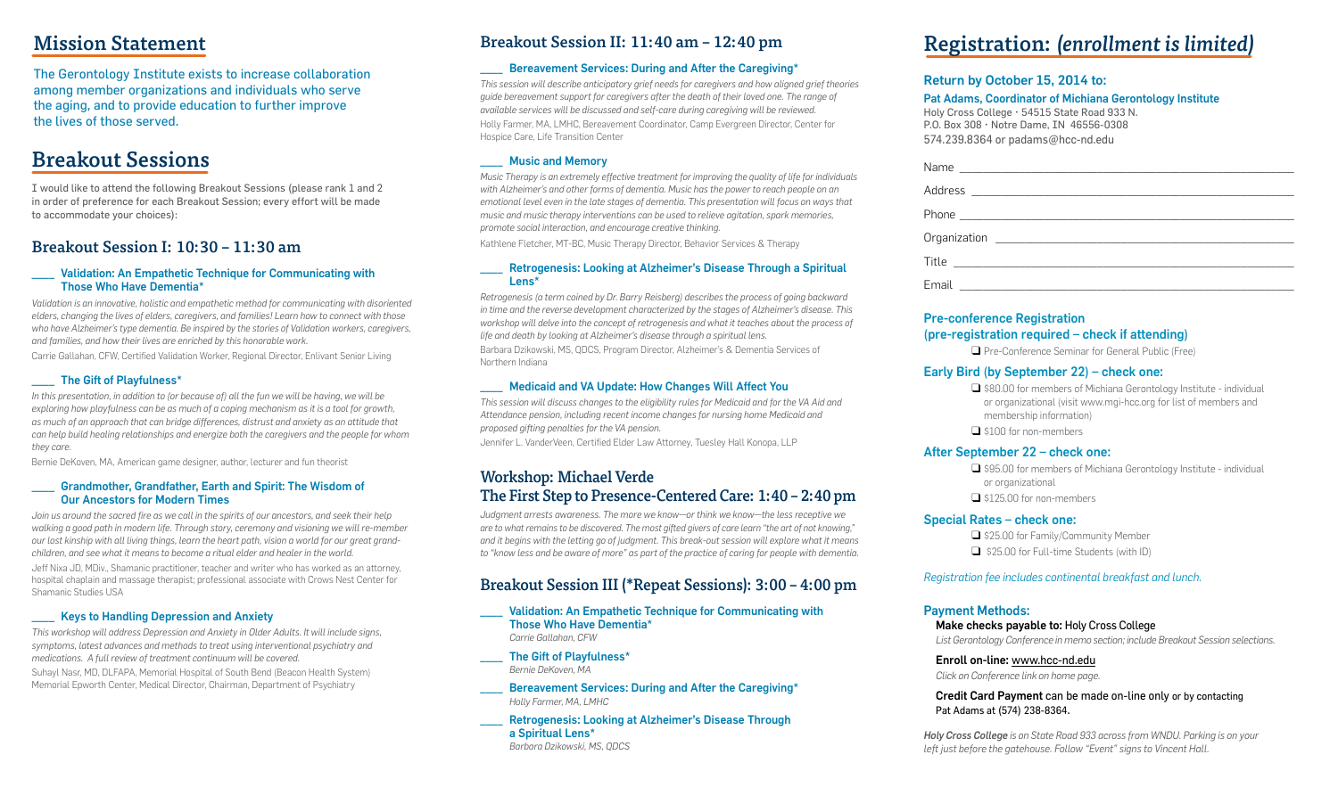## Mission Statement

The Gerontology Institute exists to increase collaboration among member organizations and individuals who serve the aging, and to provide education to further improve the lives of those served.

## Breakout Sessions

I would like to attend the following Breakout Sessions (please rank 1 and 2 in order of preference for each Breakout Session; every effort will be made to accommodate your choices):

### Breakout Session I: 10:30 – 11:30 am

**____ Validation: An Empathetic Technique for Communicating with Those Who Have Dementia***

*Validation is an innovative, holistic and empathetic method for communicating with disoriented elders, changing the lives of elders, caregivers, and families! Learn how to connect with those who have Alzheimer's type dementia. Be inspired by the stories of Validation workers, caregivers, and families, and how their lives are enriched by this honorable work.*

Carrie Gallahan, CFW, Certified Validation Worker, Regional Director, Enlivant Senior Living

**____ The Gift of Playfulness***

*In this presentation, in addition to (or because of) all the fun we will be having, we will be exploring how playfulness can be as much of a coping mechanism as it is a tool for growth, as much of an approach that can bridge differences, distrust and anxiety as an attitude that can help build healing relationships and energize both the caregivers and the people for whom they care.*

Bernie DeKoven, MA, American game designer, author, lecturer and fun theorist

**____ Grandmother, Grandfather, Earth and Spirit: The Wisdom of Our Ancestors for Modern Times**

*Join us around the sacred fire as we call in the spirits of our ancestors, and seek their help walking a good path in modern life. Through story, ceremony and visioning we will re-member our lost kinship with all living things, learn the heart path, vision a world for our great grand-children, and see what it means to become a ritual elder and healer in the world.*

Jeff Nixa JD, MDiv., Shamanic practitioner, teacher and writer who has worked as an attorney, hospital chaplain and massage therapist; professional associate with Crows Nest Center for Shamanic Studies USA

**____ Keys to Handling Depression and Anxiety**

*This workshop will address Depression and Anxiety in Older Adults. It will include signs, symptoms, latest advances and methods to treat using interventional psychiatry and medications. A full review of treatment continuum will be covered.*

Suhayl Nasr, MD, DLFAPA, Memorial Hospital of South Bend (Beacon Health System) Memorial Epworth Center, Medical Director, Chairman, Department of Psychiatry

### Breakout Session II: 11:40 am – 12:40 pm

**____ Bereavement Services: During and After the Caregiving***

*This session will describe anticipatory grief needs for caregivers and how aligned grief theories guide bereavement support for caregivers after the death of their loved one. The range of available services will be discussed and self-care during caregiving will be reviewed.*

Holly Farmer, MA, LMHC, Bereavement Coordinator, Camp Evergreen Director, Center for Hospice Care, Life Transition Center

**____ Music and Memory**

*Music Therapy is an extremely effective treatment for improving the quality of life for individuals with Alzheimer's and other forms of dementia. Music has the power to reach people on an emotional level even in the late stages of dementia. This presentation will focus on ways that music and music therapy interventions can be used to relieve agitation, spark memories, promote social interaction, and encourage creative thinking.*

Kathlene Fletcher, MT-BC, Music Therapy Director, Behavior Services & Therapy

**____ Retrogenesis: Looking at Alzheimer's Disease Through a Spiritual Lens***

*Retrogenesis (a term coined by Dr. Barry Reisberg) describes the process of going backward in time and the reverse development characterized by the stages of Alzheimer's disease. This workshop will delve into the concept of retrogenesis and what it teaches about the process of life and death by looking at Alzheimer's disease through a spiritual lens.*

Barbara Dzikowski, MS, QDCS, Program Director, Alzheimer's & Dementia Services of Northern Indiana

**____ Medicaid and VA Update: How Changes Will Affect You**

*This session will discuss changes to the eligibility rules for Medicaid and for the VA Aid and Attendance pension, including recent income changes for nursing home Medicaid and proposed gifting penalties for the VA pension.*

Jennifer L. VanderVeen, Certified Elder Law Attorney, Tuesley Hall Konopa, LLP

### Workshop: Michael Verde
### The First Step to Presence-Centered Care: 1:40 – 2:40 pm

*Judgment arrests awareness. The more we know—or think we know—the less receptive we are to what remains to be discovered. The most gifted givers of care learn "the art of not knowing," and it begins with the letting go of judgment. This break-out session will explore what it means to "know less and be aware of more" as part of the practice of caring for people with dementia.*

### Breakout Session III (*Repeat Sessions): 3:00 – 4:00 pm

**____ Validation: An Empathetic Technique for Communicating with Those Who Have Dementia***
*Carrie Gallahan, CFW*

**____ The Gift of Playfulness***
*Bernie DeKoven, MA*

**____ Bereavement Services: During and After the Caregiving***
*Holly Farmer, MA, LMHC*

**____ Retrogenesis: Looking at Alzheimer's Disease Through a Spiritual Lens***
*Barbara Dzikowski, MS, QDCS*

## Registration: *(enrollment is limited)*

**Return by October 15, 2014 to:**

**Pat Adams, Coordinator of Michiana Gerontology Institute**
Holy Cross College · 54515 State Road 933 N.
P.O. Box 308 · Notre Dame, IN 46556-0308
574.239.8364 or padams@hcc-nd.edu

Name ____________________

Address ____________________

Phone ____________________

Organization ____________________

Title ____________________

Email ____________________

**Pre-conference Registration (pre-registration required – check if attending)**

❑ Pre-Conference Seminar for General Public (Free)

**Early Bird (by September 22) – check one:**

❑ $80.00 for members of Michiana Gerontology Institute - individual or organizational (visit www.mgi-hcc.org for list of members and membership information)

❑ $100 for non-members

**After September 22 – check one:**

❑ $95.00 for members of Michiana Gerontology Institute - individual or organizational

❑ $125.00 for non-members

**Special Rates – check one:**

❑ $25.00 for Family/Community Member

❑ $25.00 for Full-time Students (with ID)

*Registration fee includes continental breakfast and lunch.*

**Payment Methods:**

**Make checks payable to:** Holy Cross College
*List Gerontology Conference in memo section; include Breakout Session selections.*

**Enroll on-line:** www.hcc-nd.edu
*Click on Conference link on home page.*

**Credit Card Payment** can be made on-line only or by contacting Pat Adams at (574) 238-8364.

***Holy Cross College** is on State Road 933 across from WNDU. Parking is on your left just before the gatehouse. Follow "Event" signs to Vincent Hall.*